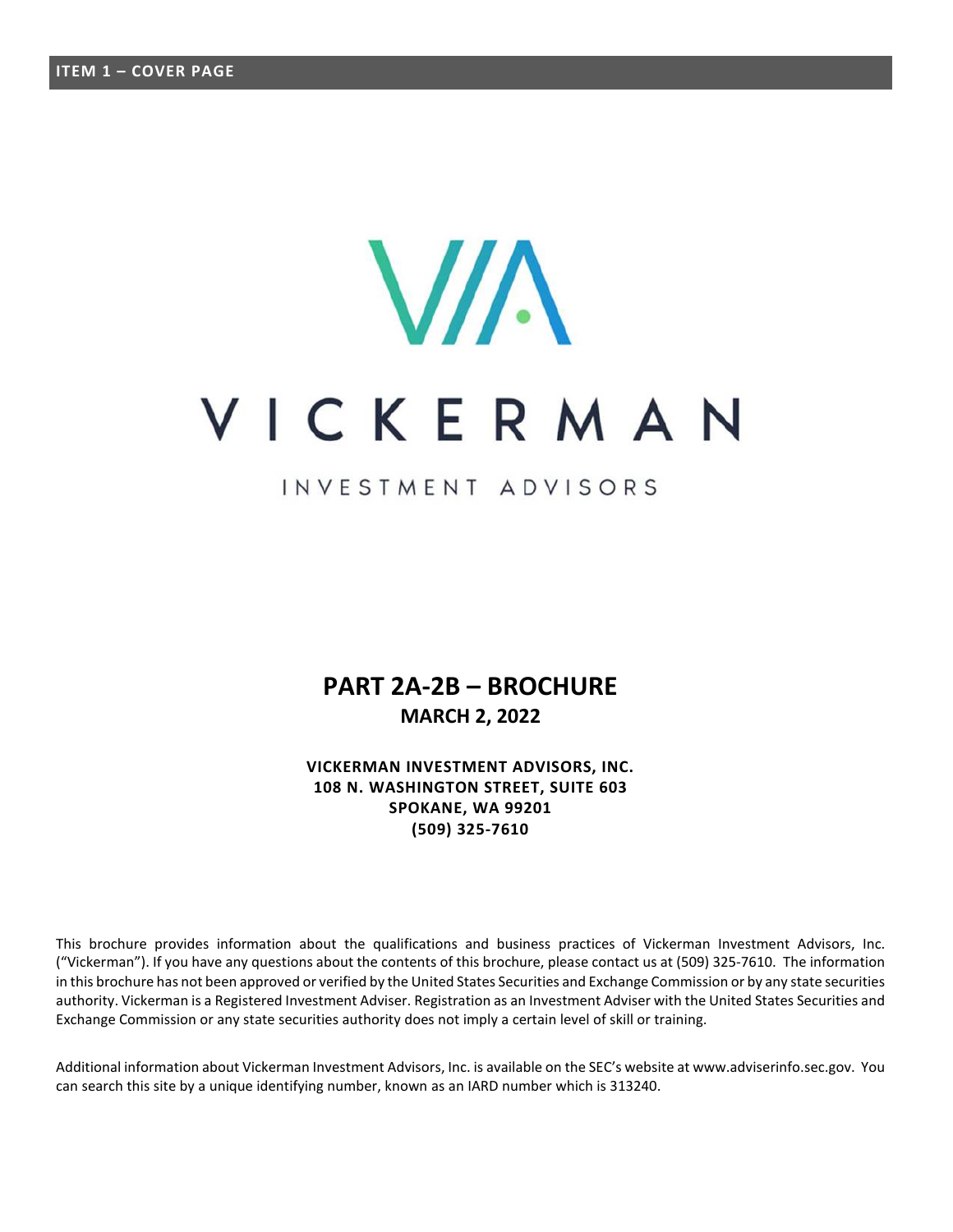## ITEM 1 – COVER PAGE

# VICKERMAN

INVESTMENT ADVISORS

# PART 2A-2B – BROCHURE

**MARCH 2, 2022**

**VICKERMAN INVESTMENT ADVISORS, INC.**
**108 N. WASHINGTON STREET, SUITE 603**
**SPOKANE, WA 99201**
**(509) 325-7610**

This brochure provides information about the qualifications and business practices of Vickerman Investment Advisors, Inc. ("Vickerman"). If you have any questions about the contents of this brochure, please contact us at (509) 325-7610. The information in this brochure has not been approved or verified by the United States Securities and Exchange Commission or by any state securities authority. Vickerman is a Registered Investment Adviser. Registration as an Investment Adviser with the United States Securities and Exchange Commission or any state securities authority does not imply a certain level of skill or training.

Additional information about Vickerman Investment Advisors, Inc. is available on the SEC's website at www.adviserinfo.sec.gov. You can search this site by a unique identifying number, known as an IARD number which is 313240.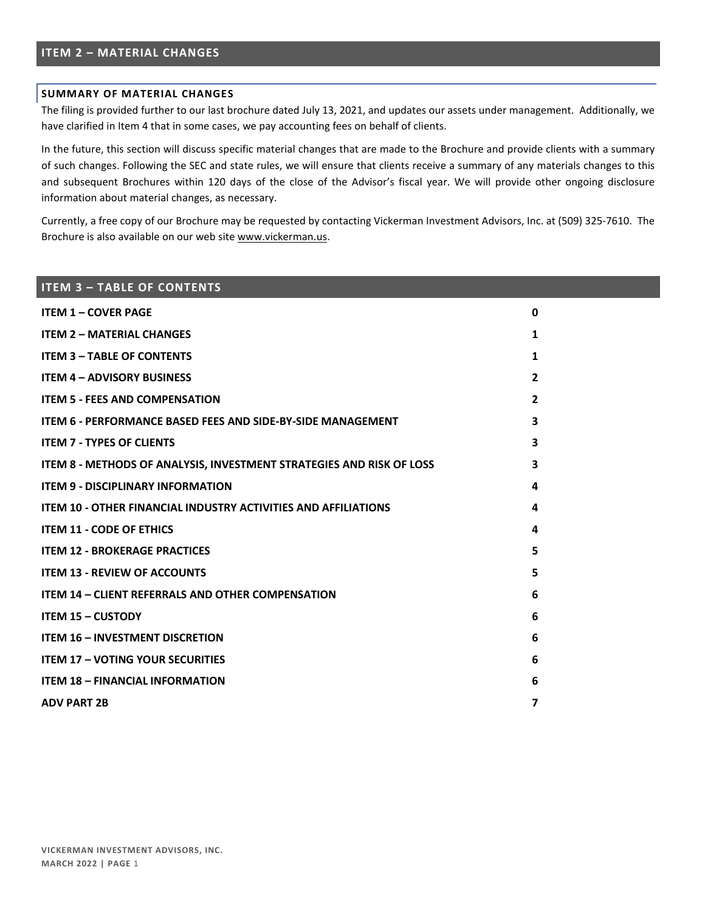## ITEM 2 – MATERIAL CHANGES

### SUMMARY OF MATERIAL CHANGES

The filing is provided further to our last brochure dated July 13, 2021, and updates our assets under management. Additionally, we have clarified in Item 4 that in some cases, we pay accounting fees on behalf of clients.

In the future, this section will discuss specific material changes that are made to the Brochure and provide clients with a summary of such changes. Following the SEC and state rules, we will ensure that clients receive a summary of any materials changes to this and subsequent Brochures within 120 days of the close of the Advisor's fiscal year. We will provide other ongoing disclosure information about material changes, as necessary.

Currently, a free copy of our Brochure may be requested by contacting Vickerman Investment Advisors, Inc. at (509) 325-7610. The Brochure is also available on our web site www.vickerman.us.

## ITEM 3 – TABLE OF CONTENTS

| | |
|---|---|
| **ITEM 1 – COVER PAGE** | **0** |
| **ITEM 2 – MATERIAL CHANGES** | **1** |
| **ITEM 3 – TABLE OF CONTENTS** | **1** |
| **ITEM 4 – ADVISORY BUSINESS** | **2** |
| **ITEM 5 - FEES AND COMPENSATION** | **2** |
| **ITEM 6 - PERFORMANCE BASED FEES AND SIDE-BY-SIDE MANAGEMENT** | **3** |
| **ITEM 7 - TYPES OF CLIENTS** | **3** |
| **ITEM 8 - METHODS OF ANALYSIS, INVESTMENT STRATEGIES AND RISK OF LOSS** | **3** |
| **ITEM 9 - DISCIPLINARY INFORMATION** | **4** |
| **ITEM 10 - OTHER FINANCIAL INDUSTRY ACTIVITIES AND AFFILIATIONS** | **4** |
| **ITEM 11 - CODE OF ETHICS** | **4** |
| **ITEM 12 - BROKERAGE PRACTICES** | **5** |
| **ITEM 13 - REVIEW OF ACCOUNTS** | **5** |
| **ITEM 14 – CLIENT REFERRALS AND OTHER COMPENSATION** | **6** |
| **ITEM 15 – CUSTODY** | **6** |
| **ITEM 16 – INVESTMENT DISCRETION** | **6** |
| **ITEM 17 – VOTING YOUR SECURITIES** | **6** |
| **ITEM 18 – FINANCIAL INFORMATION** | **6** |
| **ADV PART 2B** | **7** |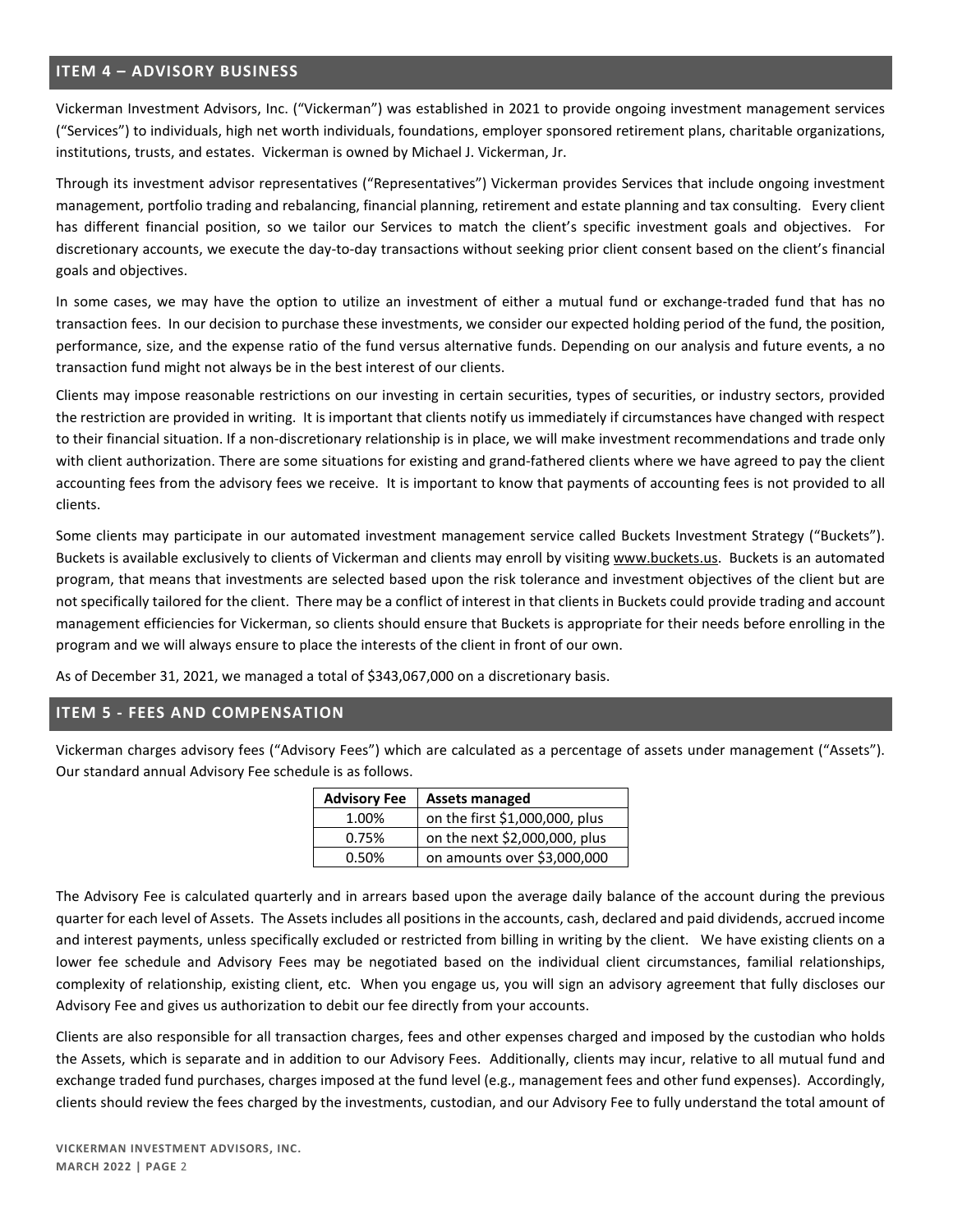## ITEM 4 – ADVISORY BUSINESS

Vickerman Investment Advisors, Inc. ("Vickerman") was established in 2021 to provide ongoing investment management services ("Services") to individuals, high net worth individuals, foundations, employer sponsored retirement plans, charitable organizations, institutions, trusts, and estates. Vickerman is owned by Michael J. Vickerman, Jr.

Through its investment advisor representatives ("Representatives") Vickerman provides Services that include ongoing investment management, portfolio trading and rebalancing, financial planning, retirement and estate planning and tax consulting. Every client has different financial position, so we tailor our Services to match the client's specific investment goals and objectives. For discretionary accounts, we execute the day-to-day transactions without seeking prior client consent based on the client's financial goals and objectives.

In some cases, we may have the option to utilize an investment of either a mutual fund or exchange-traded fund that has no transaction fees. In our decision to purchase these investments, we consider our expected holding period of the fund, the position, performance, size, and the expense ratio of the fund versus alternative funds. Depending on our analysis and future events, a no transaction fund might not always be in the best interest of our clients.

Clients may impose reasonable restrictions on our investing in certain securities, types of securities, or industry sectors, provided the restriction are provided in writing. It is important that clients notify us immediately if circumstances have changed with respect to their financial situation. If a non-discretionary relationship is in place, we will make investment recommendations and trade only with client authorization. There are some situations for existing and grand-fathered clients where we have agreed to pay the client accounting fees from the advisory fees we receive. It is important to know that payments of accounting fees is not provided to all clients.

Some clients may participate in our automated investment management service called Buckets Investment Strategy ("Buckets"). Buckets is available exclusively to clients of Vickerman and clients may enroll by visiting www.buckets.us. Buckets is an automated program, that means that investments are selected based upon the risk tolerance and investment objectives of the client but are not specifically tailored for the client. There may be a conflict of interest in that clients in Buckets could provide trading and account management efficiencies for Vickerman, so clients should ensure that Buckets is appropriate for their needs before enrolling in the program and we will always ensure to place the interests of the client in front of our own.

As of December 31, 2021, we managed a total of $343,067,000 on a discretionary basis.

## ITEM 5 - FEES AND COMPENSATION

Vickerman charges advisory fees ("Advisory Fees") which are calculated as a percentage of assets under management ("Assets"). Our standard annual Advisory Fee schedule is as follows.

| Advisory Fee | Assets managed |
|---|---|
| 1.00% | on the first $1,000,000, plus |
| 0.75% | on the next $2,000,000, plus |
| 0.50% | on amounts over $3,000,000 |

The Advisory Fee is calculated quarterly and in arrears based upon the average daily balance of the account during the previous quarter for each level of Assets. The Assets includes all positions in the accounts, cash, declared and paid dividends, accrued income and interest payments, unless specifically excluded or restricted from billing in writing by the client. We have existing clients on a lower fee schedule and Advisory Fees may be negotiated based on the individual client circumstances, familial relationships, complexity of relationship, existing client, etc. When you engage us, you will sign an advisory agreement that fully discloses our Advisory Fee and gives us authorization to debit our fee directly from your accounts.

Clients are also responsible for all transaction charges, fees and other expenses charged and imposed by the custodian who holds the Assets, which is separate and in addition to our Advisory Fees. Additionally, clients may incur, relative to all mutual fund and exchange traded fund purchases, charges imposed at the fund level (e.g., management fees and other fund expenses). Accordingly, clients should review the fees charged by the investments, custodian, and our Advisory Fee to fully understand the total amount of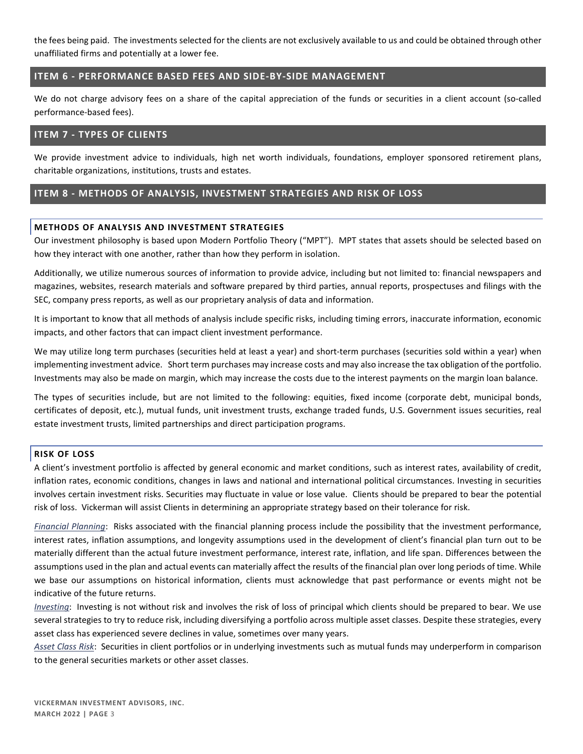the fees being paid. The investments selected for the clients are not exclusively available to us and could be obtained through other unaffiliated firms and potentially at a lower fee.

## ITEM 6 - PERFORMANCE BASED FEES AND SIDE-BY-SIDE MANAGEMENT

We do not charge advisory fees on a share of the capital appreciation of the funds or securities in a client account (so-called performance-based fees).

## ITEM 7 - TYPES OF CLIENTS

We provide investment advice to individuals, high net worth individuals, foundations, employer sponsored retirement plans, charitable organizations, institutions, trusts and estates.

## ITEM 8 - METHODS OF ANALYSIS, INVESTMENT STRATEGIES AND RISK OF LOSS

### METHODS OF ANALYSIS AND INVESTMENT STRATEGIES

Our investment philosophy is based upon Modern Portfolio Theory ("MPT"). MPT states that assets should be selected based on how they interact with one another, rather than how they perform in isolation.

Additionally, we utilize numerous sources of information to provide advice, including but not limited to: financial newspapers and magazines, websites, research materials and software prepared by third parties, annual reports, prospectuses and filings with the SEC, company press reports, as well as our proprietary analysis of data and information.

It is important to know that all methods of analysis include specific risks, including timing errors, inaccurate information, economic impacts, and other factors that can impact client investment performance.

We may utilize long term purchases (securities held at least a year) and short-term purchases (securities sold within a year) when implementing investment advice. Short term purchases may increase costs and may also increase the tax obligation of the portfolio. Investments may also be made on margin, which may increase the costs due to the interest payments on the margin loan balance.

The types of securities include, but are not limited to the following: equities, fixed income (corporate debt, municipal bonds, certificates of deposit, etc.), mutual funds, unit investment trusts, exchange traded funds, U.S. Government issues securities, real estate investment trusts, limited partnerships and direct participation programs.

### RISK OF LOSS

A client's investment portfolio is affected by general economic and market conditions, such as interest rates, availability of credit, inflation rates, economic conditions, changes in laws and national and international political circumstances. Investing in securities involves certain investment risks. Securities may fluctuate in value or lose value. Clients should be prepared to bear the potential risk of loss. Vickerman will assist Clients in determining an appropriate strategy based on their tolerance for risk.

*Financial Planning*: Risks associated with the financial planning process include the possibility that the investment performance, interest rates, inflation assumptions, and longevity assumptions used in the development of client's financial plan turn out to be materially different than the actual future investment performance, interest rate, inflation, and life span. Differences between the assumptions used in the plan and actual events can materially affect the results of the financial plan over long periods of time. While we base our assumptions on historical information, clients must acknowledge that past performance or events might not be indicative of the future returns.

*Investing*: Investing is not without risk and involves the risk of loss of principal which clients should be prepared to bear. We use several strategies to try to reduce risk, including diversifying a portfolio across multiple asset classes. Despite these strategies, every asset class has experienced severe declines in value, sometimes over many years.

*Asset Class Risk*: Securities in client portfolios or in underlying investments such as mutual funds may underperform in comparison to the general securities markets or other asset classes.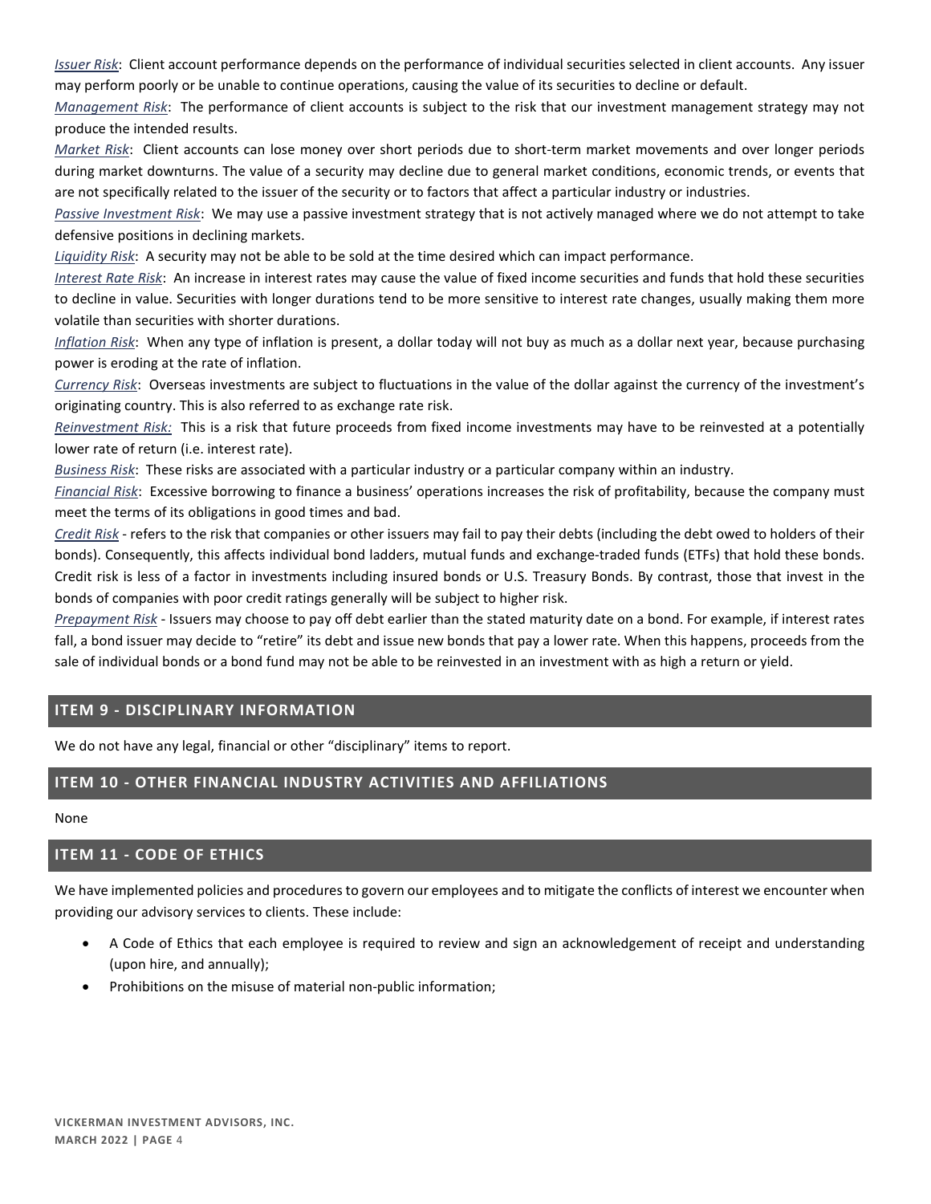*Issuer Risk*: Client account performance depends on the performance of individual securities selected in client accounts. Any issuer may perform poorly or be unable to continue operations, causing the value of its securities to decline or default.

*Management Risk*: The performance of client accounts is subject to the risk that our investment management strategy may not produce the intended results.

*Market Risk*: Client accounts can lose money over short periods due to short-term market movements and over longer periods during market downturns. The value of a security may decline due to general market conditions, economic trends, or events that are not specifically related to the issuer of the security or to factors that affect a particular industry or industries.

*Passive Investment Risk*: We may use a passive investment strategy that is not actively managed where we do not attempt to take defensive positions in declining markets.

*Liquidity Risk*: A security may not be able to be sold at the time desired which can impact performance.

*Interest Rate Risk*: An increase in interest rates may cause the value of fixed income securities and funds that hold these securities to decline in value. Securities with longer durations tend to be more sensitive to interest rate changes, usually making them more volatile than securities with shorter durations.

*Inflation Risk*: When any type of inflation is present, a dollar today will not buy as much as a dollar next year, because purchasing power is eroding at the rate of inflation.

*Currency Risk*: Overseas investments are subject to fluctuations in the value of the dollar against the currency of the investment's originating country. This is also referred to as exchange rate risk.

*Reinvestment Risk:* This is a risk that future proceeds from fixed income investments may have to be reinvested at a potentially lower rate of return (i.e. interest rate).

*Business Risk*: These risks are associated with a particular industry or a particular company within an industry.

*Financial Risk*: Excessive borrowing to finance a business' operations increases the risk of profitability, because the company must meet the terms of its obligations in good times and bad.

*Credit Risk* - refers to the risk that companies or other issuers may fail to pay their debts (including the debt owed to holders of their bonds). Consequently, this affects individual bond ladders, mutual funds and exchange-traded funds (ETFs) that hold these bonds. Credit risk is less of a factor in investments including insured bonds or U.S. Treasury Bonds. By contrast, those that invest in the bonds of companies with poor credit ratings generally will be subject to higher risk.

*Prepayment Risk* - Issuers may choose to pay off debt earlier than the stated maturity date on a bond. For example, if interest rates fall, a bond issuer may decide to "retire" its debt and issue new bonds that pay a lower rate. When this happens, proceeds from the sale of individual bonds or a bond fund may not be able to be reinvested in an investment with as high a return or yield.

## ITEM 9 - DISCIPLINARY INFORMATION

We do not have any legal, financial or other "disciplinary" items to report.

## ITEM 10 - OTHER FINANCIAL INDUSTRY ACTIVITIES AND AFFILIATIONS

None

## ITEM 11 - CODE OF ETHICS

We have implemented policies and procedures to govern our employees and to mitigate the conflicts of interest we encounter when providing our advisory services to clients. These include:

- A Code of Ethics that each employee is required to review and sign an acknowledgement of receipt and understanding (upon hire, and annually);
- Prohibitions on the misuse of material non-public information;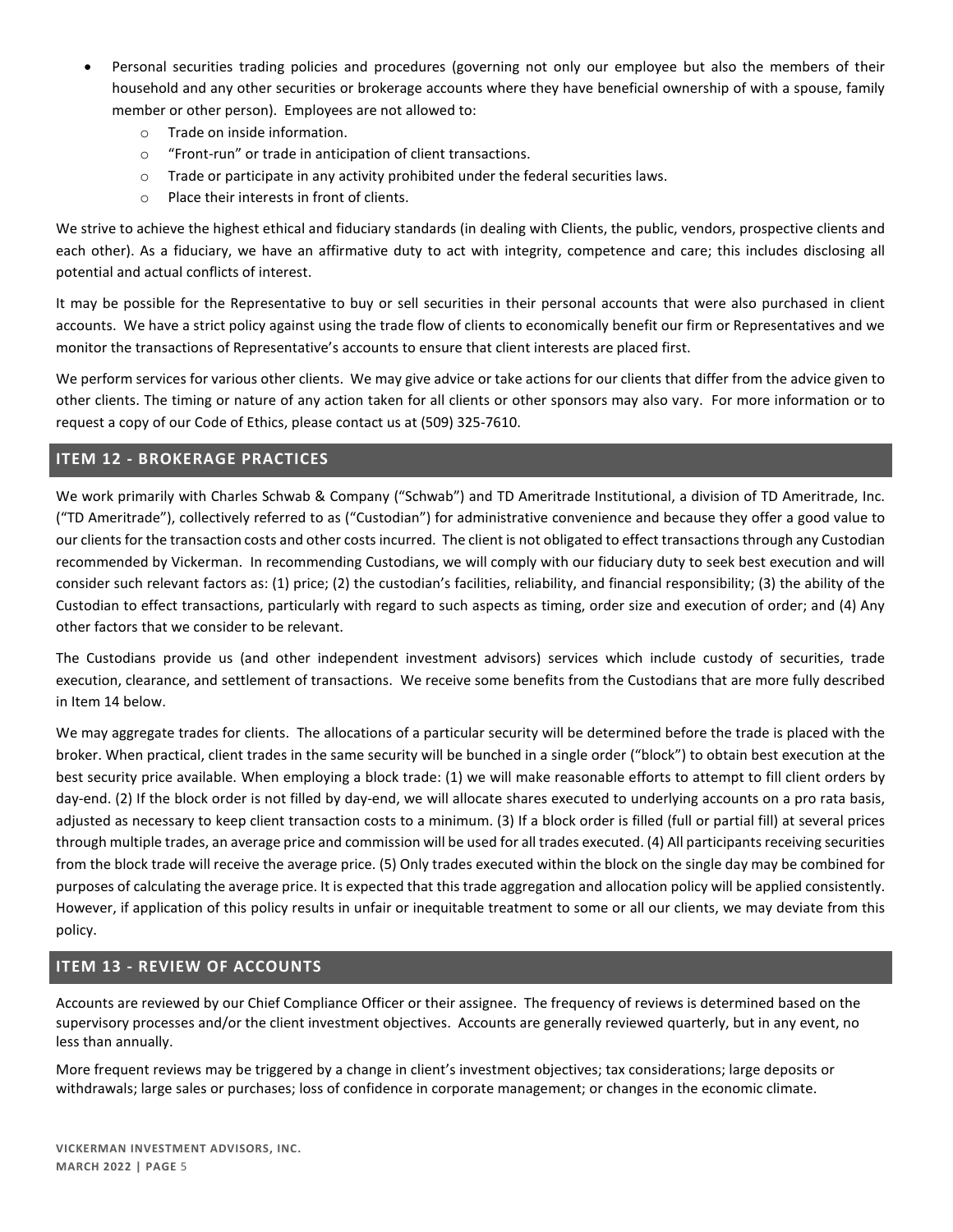- Personal securities trading policies and procedures (governing not only our employee but also the members of their household and any other securities or brokerage accounts where they have beneficial ownership of with a spouse, family member or other person). Employees are not allowed to:
  - Trade on inside information.
  - "Front-run" or trade in anticipation of client transactions.
  - Trade or participate in any activity prohibited under the federal securities laws.
  - Place their interests in front of clients.

We strive to achieve the highest ethical and fiduciary standards (in dealing with Clients, the public, vendors, prospective clients and each other). As a fiduciary, we have an affirmative duty to act with integrity, competence and care; this includes disclosing all potential and actual conflicts of interest.

It may be possible for the Representative to buy or sell securities in their personal accounts that were also purchased in client accounts. We have a strict policy against using the trade flow of clients to economically benefit our firm or Representatives and we monitor the transactions of Representative's accounts to ensure that client interests are placed first.

We perform services for various other clients. We may give advice or take actions for our clients that differ from the advice given to other clients. The timing or nature of any action taken for all clients or other sponsors may also vary. For more information or to request a copy of our Code of Ethics, please contact us at (509) 325-7610.

## ITEM 12 - BROKERAGE PRACTICES

We work primarily with Charles Schwab & Company ("Schwab") and TD Ameritrade Institutional, a division of TD Ameritrade, Inc. ("TD Ameritrade"), collectively referred to as ("Custodian") for administrative convenience and because they offer a good value to our clients for the transaction costs and other costs incurred. The client is not obligated to effect transactions through any Custodian recommended by Vickerman. In recommending Custodians, we will comply with our fiduciary duty to seek best execution and will consider such relevant factors as: (1) price; (2) the custodian's facilities, reliability, and financial responsibility; (3) the ability of the Custodian to effect transactions, particularly with regard to such aspects as timing, order size and execution of order; and (4) Any other factors that we consider to be relevant.

The Custodians provide us (and other independent investment advisors) services which include custody of securities, trade execution, clearance, and settlement of transactions. We receive some benefits from the Custodians that are more fully described in Item 14 below.

We may aggregate trades for clients. The allocations of a particular security will be determined before the trade is placed with the broker. When practical, client trades in the same security will be bunched in a single order ("block") to obtain best execution at the best security price available. When employing a block trade: (1) we will make reasonable efforts to attempt to fill client orders by day-end. (2) If the block order is not filled by day-end, we will allocate shares executed to underlying accounts on a pro rata basis, adjusted as necessary to keep client transaction costs to a minimum. (3) If a block order is filled (full or partial fill) at several prices through multiple trades, an average price and commission will be used for all trades executed. (4) All participants receiving securities from the block trade will receive the average price. (5) Only trades executed within the block on the single day may be combined for purposes of calculating the average price. It is expected that this trade aggregation and allocation policy will be applied consistently. However, if application of this policy results in unfair or inequitable treatment to some or all our clients, we may deviate from this policy.

## ITEM 13 - REVIEW OF ACCOUNTS

Accounts are reviewed by our Chief Compliance Officer or their assignee. The frequency of reviews is determined based on the supervisory processes and/or the client investment objectives. Accounts are generally reviewed quarterly, but in any event, no less than annually.

More frequent reviews may be triggered by a change in client's investment objectives; tax considerations; large deposits or withdrawals; large sales or purchases; loss of confidence in corporate management; or changes in the economic climate.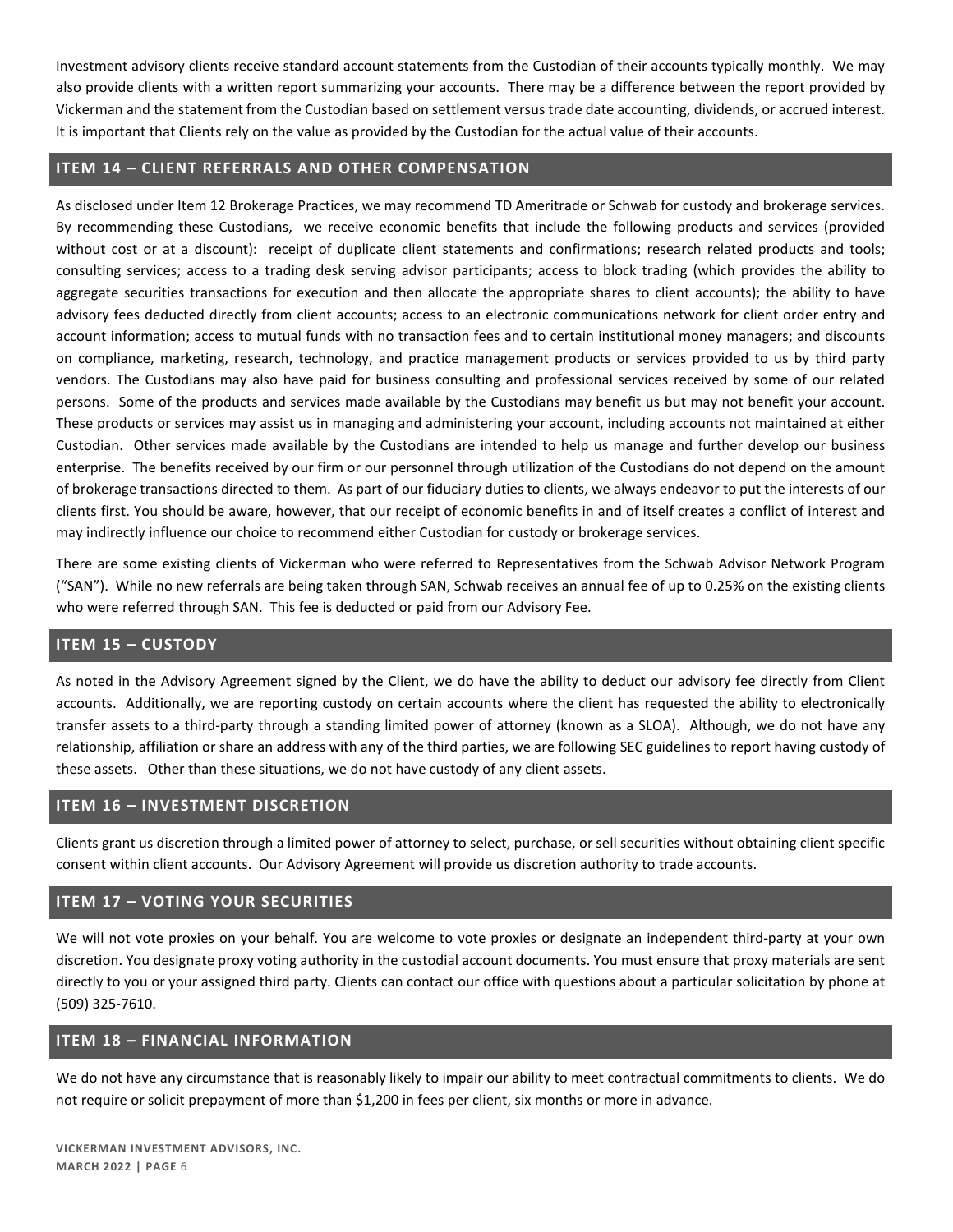Investment advisory clients receive standard account statements from the Custodian of their accounts typically monthly. We may also provide clients with a written report summarizing your accounts. There may be a difference between the report provided by Vickerman and the statement from the Custodian based on settlement versus trade date accounting, dividends, or accrued interest. It is important that Clients rely on the value as provided by the Custodian for the actual value of their accounts.

## ITEM 14 – CLIENT REFERRALS AND OTHER COMPENSATION

As disclosed under Item 12 Brokerage Practices, we may recommend TD Ameritrade or Schwab for custody and brokerage services. By recommending these Custodians, we receive economic benefits that include the following products and services (provided without cost or at a discount): receipt of duplicate client statements and confirmations; research related products and tools; consulting services; access to a trading desk serving advisor participants; access to block trading (which provides the ability to aggregate securities transactions for execution and then allocate the appropriate shares to client accounts); the ability to have advisory fees deducted directly from client accounts; access to an electronic communications network for client order entry and account information; access to mutual funds with no transaction fees and to certain institutional money managers; and discounts on compliance, marketing, research, technology, and practice management products or services provided to us by third party vendors. The Custodians may also have paid for business consulting and professional services received by some of our related persons. Some of the products and services made available by the Custodians may benefit us but may not benefit your account. These products or services may assist us in managing and administering your account, including accounts not maintained at either Custodian. Other services made available by the Custodians are intended to help us manage and further develop our business enterprise. The benefits received by our firm or our personnel through utilization of the Custodians do not depend on the amount of brokerage transactions directed to them. As part of our fiduciary duties to clients, we always endeavor to put the interests of our clients first. You should be aware, however, that our receipt of economic benefits in and of itself creates a conflict of interest and may indirectly influence our choice to recommend either Custodian for custody or brokerage services.

There are some existing clients of Vickerman who were referred to Representatives from the Schwab Advisor Network Program ("SAN"). While no new referrals are being taken through SAN, Schwab receives an annual fee of up to 0.25% on the existing clients who were referred through SAN. This fee is deducted or paid from our Advisory Fee.

## ITEM 15 – CUSTODY

As noted in the Advisory Agreement signed by the Client, we do have the ability to deduct our advisory fee directly from Client accounts. Additionally, we are reporting custody on certain accounts where the client has requested the ability to electronically transfer assets to a third-party through a standing limited power of attorney (known as a SLOA). Although, we do not have any relationship, affiliation or share an address with any of the third parties, we are following SEC guidelines to report having custody of these assets. Other than these situations, we do not have custody of any client assets.

## ITEM 16 – INVESTMENT DISCRETION

Clients grant us discretion through a limited power of attorney to select, purchase, or sell securities without obtaining client specific consent within client accounts. Our Advisory Agreement will provide us discretion authority to trade accounts.

## ITEM 17 – VOTING YOUR SECURITIES

We will not vote proxies on your behalf. You are welcome to vote proxies or designate an independent third-party at your own discretion. You designate proxy voting authority in the custodial account documents. You must ensure that proxy materials are sent directly to you or your assigned third party. Clients can contact our office with questions about a particular solicitation by phone at (509) 325-7610.

## ITEM 18 – FINANCIAL INFORMATION

We do not have any circumstance that is reasonably likely to impair our ability to meet contractual commitments to clients. We do not require or solicit prepayment of more than $1,200 in fees per client, six months or more in advance.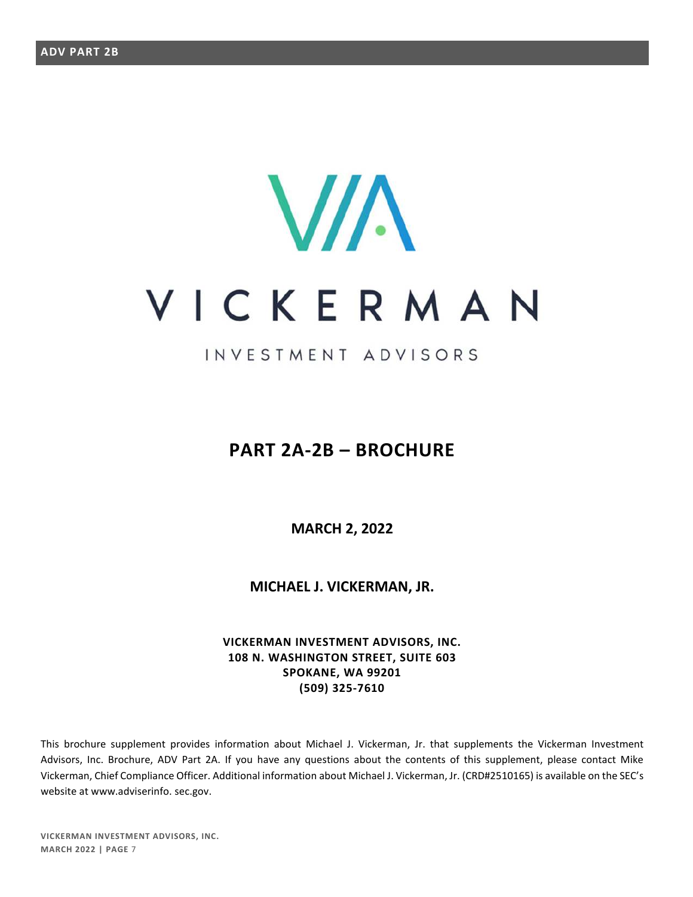VICKERMAN

INVESTMENT ADVISORS

# PART 2A-2B – BROCHURE

**MARCH 2, 2022**

**MICHAEL J. VICKERMAN, JR.**

**VICKERMAN INVESTMENT ADVISORS, INC.**
**108 N. WASHINGTON STREET, SUITE 603**
**SPOKANE, WA 99201**
**(509) 325-7610**

This brochure supplement provides information about Michael J. Vickerman, Jr. that supplements the Vickerman Investment Advisors, Inc. Brochure, ADV Part 2A. If you have any questions about the contents of this supplement, please contact Mike Vickerman, Chief Compliance Officer. Additional information about Michael J. Vickerman, Jr. (CRD#2510165) is available on the SEC's website at www.adviserinfo. sec.gov.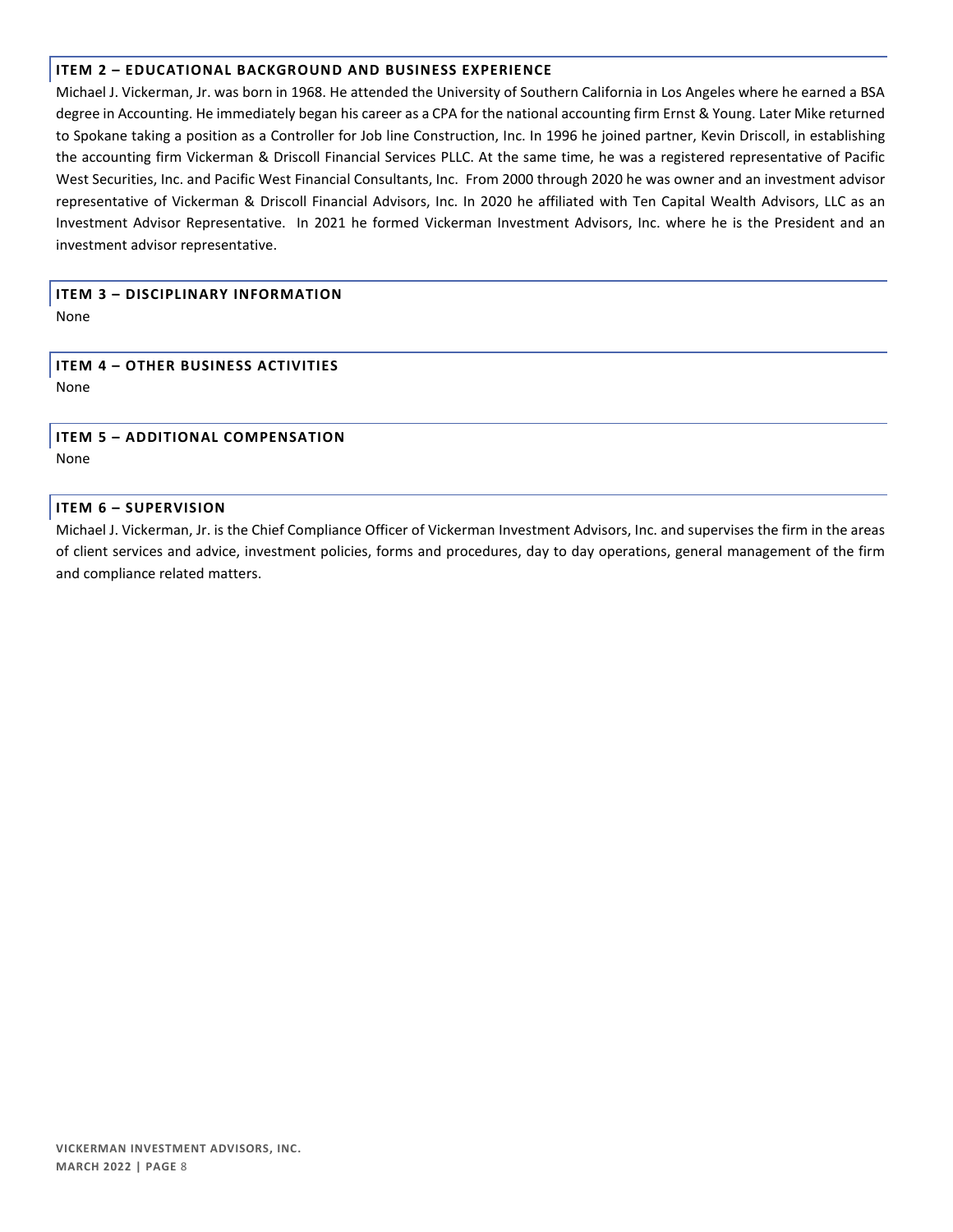## ITEM 2 – EDUCATIONAL BACKGROUND AND BUSINESS EXPERIENCE

Michael J. Vickerman, Jr. was born in 1968. He attended the University of Southern California in Los Angeles where he earned a BSA degree in Accounting. He immediately began his career as a CPA for the national accounting firm Ernst & Young. Later Mike returned to Spokane taking a position as a Controller for Job line Construction, Inc. In 1996 he joined partner, Kevin Driscoll, in establishing the accounting firm Vickerman & Driscoll Financial Services PLLC. At the same time, he was a registered representative of Pacific West Securities, Inc. and Pacific West Financial Consultants, Inc. From 2000 through 2020 he was owner and an investment advisor representative of Vickerman & Driscoll Financial Advisors, Inc. In 2020 he affiliated with Ten Capital Wealth Advisors, LLC as an Investment Advisor Representative. In 2021 he formed Vickerman Investment Advisors, Inc. where he is the President and an investment advisor representative.

## ITEM 3 – DISCIPLINARY INFORMATION

None

## ITEM 4 – OTHER BUSINESS ACTIVITIES

None

## ITEM 5 – ADDITIONAL COMPENSATION

None

## ITEM 6 – SUPERVISION

Michael J. Vickerman, Jr. is the Chief Compliance Officer of Vickerman Investment Advisors, Inc. and supervises the firm in the areas of client services and advice, investment policies, forms and procedures, day to day operations, general management of the firm and compliance related matters.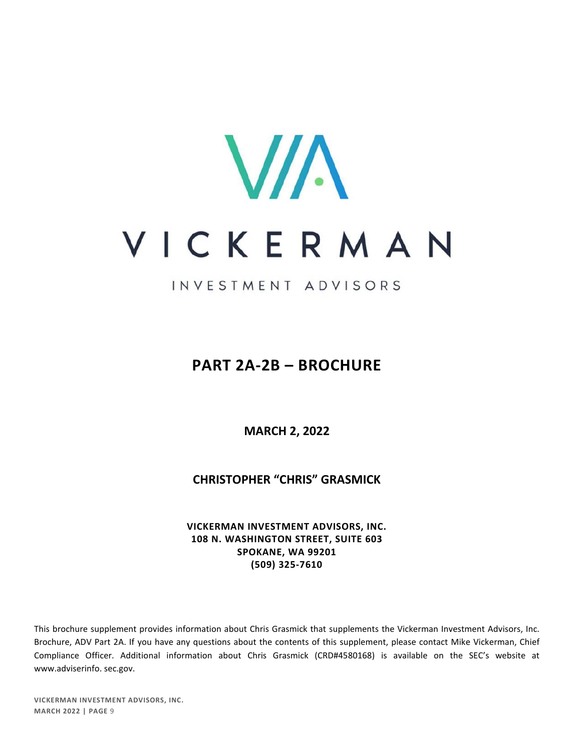VICKERMAN

INVESTMENT ADVISORS

# PART 2A-2B – BROCHURE

**MARCH 2, 2022**

**CHRISTOPHER "CHRIS" GRASMICK**

**VICKERMAN INVESTMENT ADVISORS, INC.**
**108 N. WASHINGTON STREET, SUITE 603**
**SPOKANE, WA 99201**
**(509) 325-7610**

This brochure supplement provides information about Chris Grasmick that supplements the Vickerman Investment Advisors, Inc. Brochure, ADV Part 2A. If you have any questions about the contents of this supplement, please contact Mike Vickerman, Chief Compliance Officer. Additional information about Chris Grasmick (CRD#4580168) is available on the SEC's website at www.adviserinfo. sec.gov.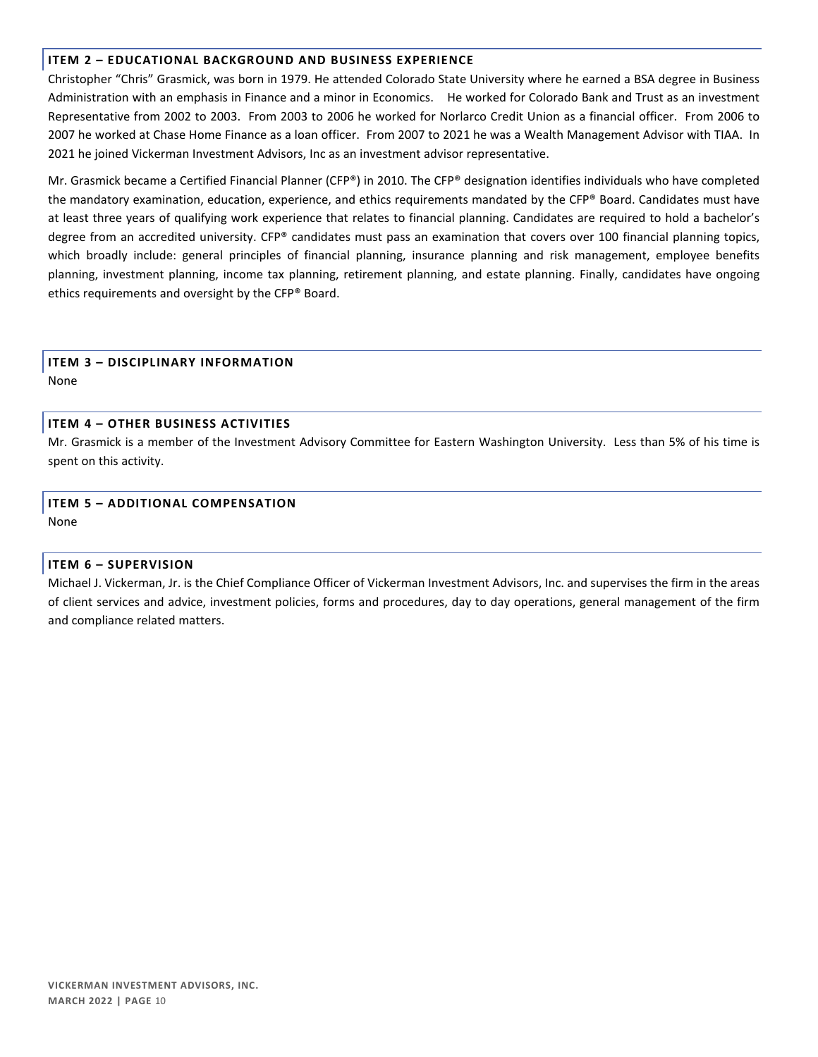## ITEM 2 – EDUCATIONAL BACKGROUND AND BUSINESS EXPERIENCE

Christopher "Chris" Grasmick, was born in 1979. He attended Colorado State University where he earned a BSA degree in Business Administration with an emphasis in Finance and a minor in Economics. He worked for Colorado Bank and Trust as an investment Representative from 2002 to 2003. From 2003 to 2006 he worked for Norlarco Credit Union as a financial officer. From 2006 to 2007 he worked at Chase Home Finance as a loan officer. From 2007 to 2021 he was a Wealth Management Advisor with TIAA. In 2021 he joined Vickerman Investment Advisors, Inc as an investment advisor representative.

Mr. Grasmick became a Certified Financial Planner (CFP®) in 2010. The CFP® designation identifies individuals who have completed the mandatory examination, education, experience, and ethics requirements mandated by the CFP® Board. Candidates must have at least three years of qualifying work experience that relates to financial planning. Candidates are required to hold a bachelor's degree from an accredited university. CFP® candidates must pass an examination that covers over 100 financial planning topics, which broadly include: general principles of financial planning, insurance planning and risk management, employee benefits planning, investment planning, income tax planning, retirement planning, and estate planning. Finally, candidates have ongoing ethics requirements and oversight by the CFP® Board.

## ITEM 3 – DISCIPLINARY INFORMATION

None

## ITEM 4 – OTHER BUSINESS ACTIVITIES

Mr. Grasmick is a member of the Investment Advisory Committee for Eastern Washington University. Less than 5% of his time is spent on this activity.

## ITEM 5 – ADDITIONAL COMPENSATION

None

## ITEM 6 – SUPERVISION

Michael J. Vickerman, Jr. is the Chief Compliance Officer of Vickerman Investment Advisors, Inc. and supervises the firm in the areas of client services and advice, investment policies, forms and procedures, day to day operations, general management of the firm and compliance related matters.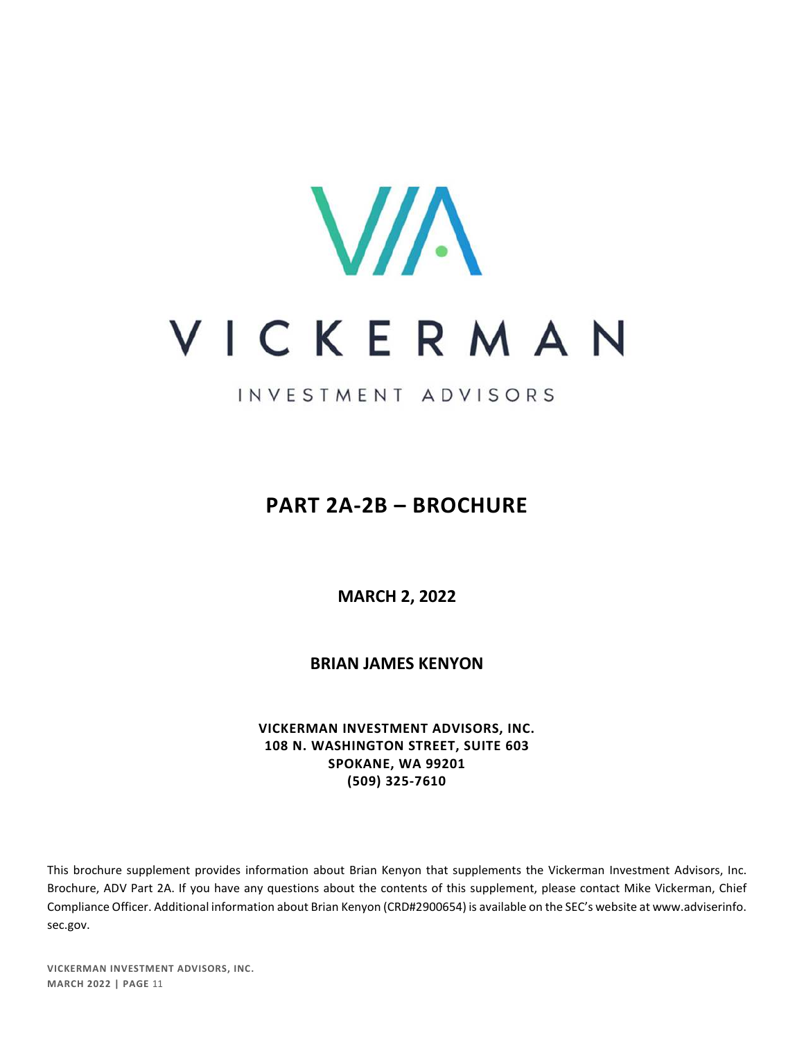# PART 2A-2B – BROCHURE

**MARCH 2, 2022**

**BRIAN JAMES KENYON**

**VICKERMAN INVESTMENT ADVISORS, INC.**
**108 N. WASHINGTON STREET, SUITE 603**
**SPOKANE, WA 99201**
**(509) 325-7610**

This brochure supplement provides information about Brian Kenyon that supplements the Vickerman Investment Advisors, Inc. Brochure, ADV Part 2A. If you have any questions about the contents of this supplement, please contact Mike Vickerman, Chief Compliance Officer. Additional information about Brian Kenyon (CRD#2900654) is available on the SEC's website at www.adviserinfo.sec.gov.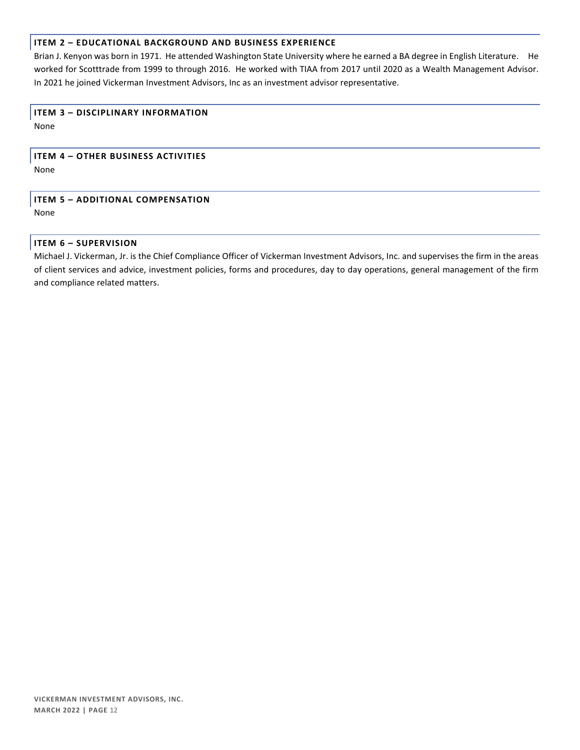## ITEM 2 – EDUCATIONAL BACKGROUND AND BUSINESS EXPERIENCE

Brian J. Kenyon was born in 1971. He attended Washington State University where he earned a BA degree in English Literature. He worked for Scotttrade from 1999 to through 2016. He worked with TIAA from 2017 until 2020 as a Wealth Management Advisor. In 2021 he joined Vickerman Investment Advisors, Inc as an investment advisor representative.

## ITEM 3 – DISCIPLINARY INFORMATION

None

## ITEM 4 – OTHER BUSINESS ACTIVITIES

None

## ITEM 5 – ADDITIONAL COMPENSATION

None

## ITEM 6 – SUPERVISION

Michael J. Vickerman, Jr. is the Chief Compliance Officer of Vickerman Investment Advisors, Inc. and supervises the firm in the areas of client services and advice, investment policies, forms and procedures, day to day operations, general management of the firm and compliance related matters.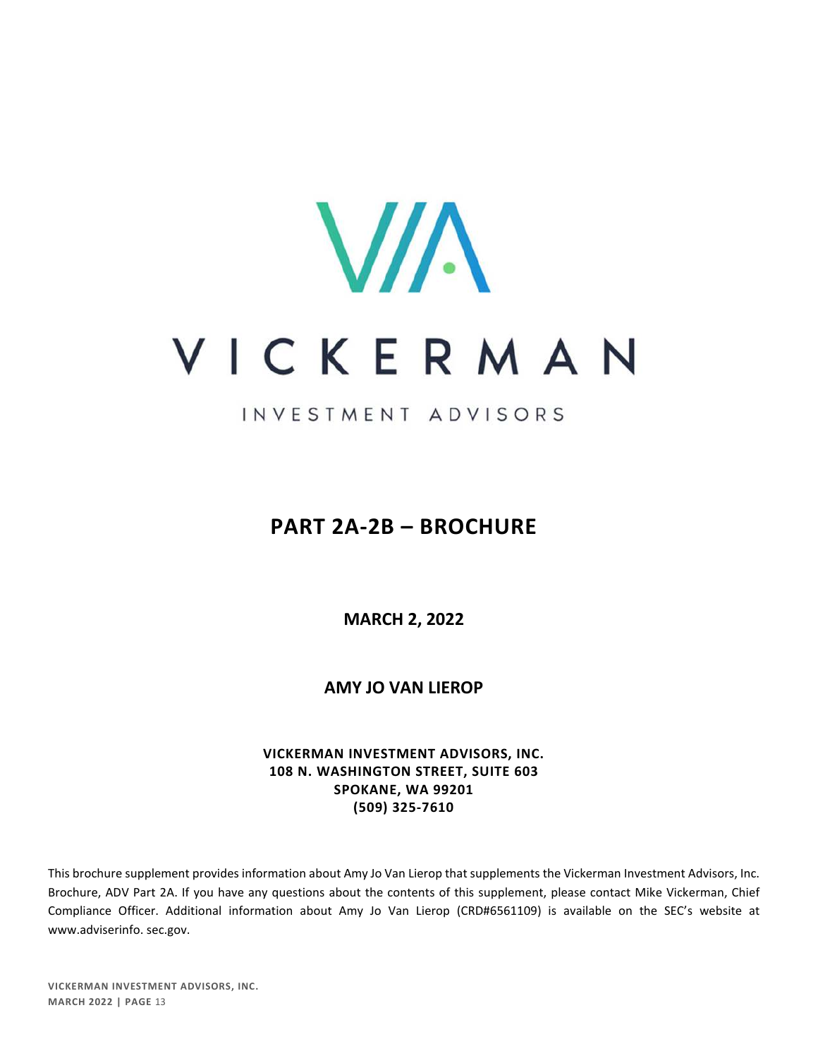VICKERMAN

INVESTMENT ADVISORS

# PART 2A-2B – BROCHURE

**MARCH 2, 2022**

**AMY JO VAN LIEROP**

**VICKERMAN INVESTMENT ADVISORS, INC.**
**108 N. WASHINGTON STREET, SUITE 603**
**SPOKANE, WA 99201**
**(509) 325-7610**

This brochure supplement provides information about Amy Jo Van Lierop that supplements the Vickerman Investment Advisors, Inc. Brochure, ADV Part 2A. If you have any questions about the contents of this supplement, please contact Mike Vickerman, Chief Compliance Officer. Additional information about Amy Jo Van Lierop (CRD#6561109) is available on the SEC's website at www.adviserinfo. sec.gov.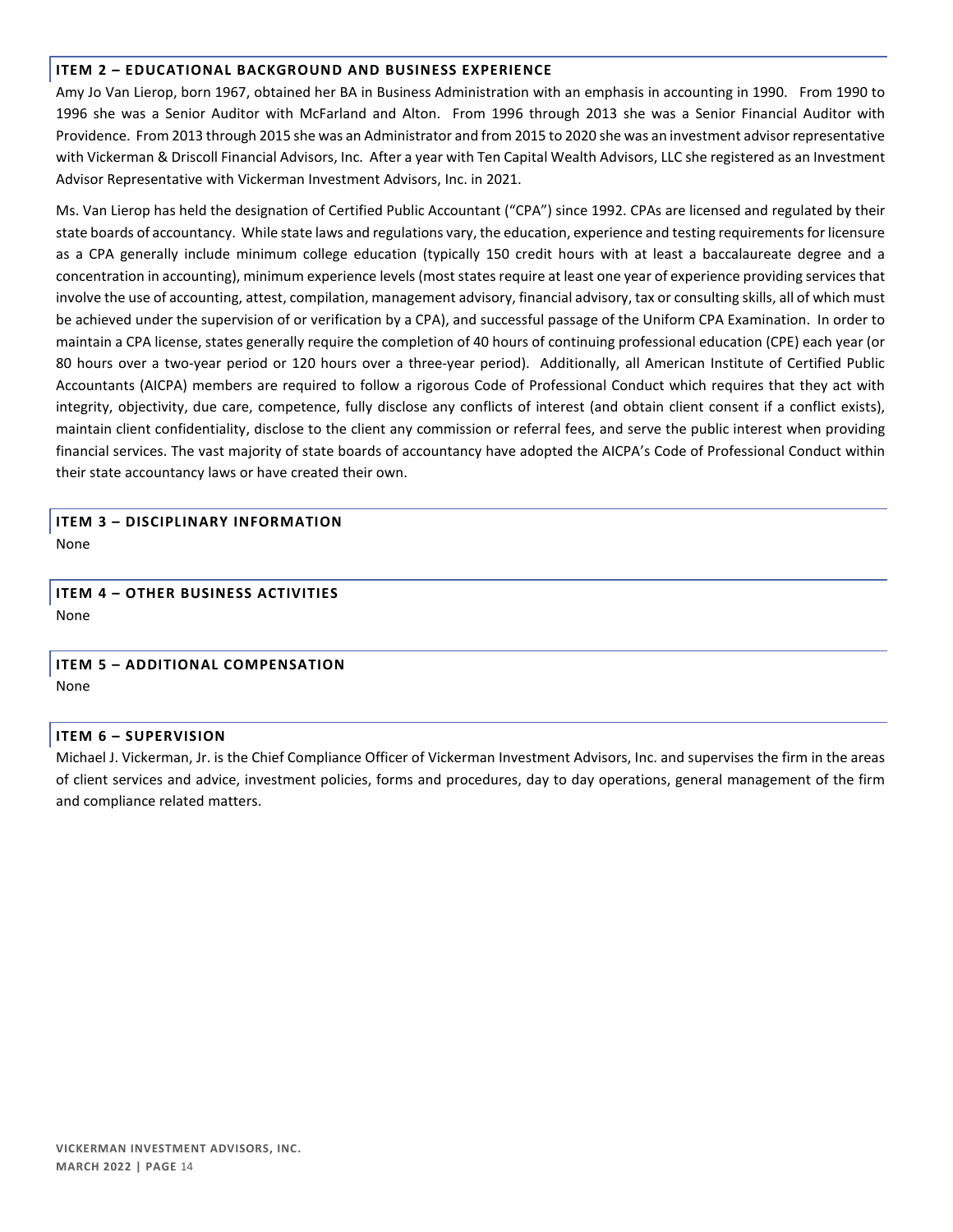## ITEM 2 – EDUCATIONAL BACKGROUND AND BUSINESS EXPERIENCE

Amy Jo Van Lierop, born 1967, obtained her BA in Business Administration with an emphasis in accounting in 1990. From 1990 to 1996 she was a Senior Auditor with McFarland and Alton. From 1996 through 2013 she was a Senior Financial Auditor with Providence. From 2013 through 2015 she was an Administrator and from 2015 to 2020 she was an investment advisor representative with Vickerman & Driscoll Financial Advisors, Inc. After a year with Ten Capital Wealth Advisors, LLC she registered as an Investment Advisor Representative with Vickerman Investment Advisors, Inc. in 2021.

Ms. Van Lierop has held the designation of Certified Public Accountant ("CPA") since 1992. CPAs are licensed and regulated by their state boards of accountancy. While state laws and regulations vary, the education, experience and testing requirements for licensure as a CPA generally include minimum college education (typically 150 credit hours with at least a baccalaureate degree and a concentration in accounting), minimum experience levels (most states require at least one year of experience providing services that involve the use of accounting, attest, compilation, management advisory, financial advisory, tax or consulting skills, all of which must be achieved under the supervision of or verification by a CPA), and successful passage of the Uniform CPA Examination. In order to maintain a CPA license, states generally require the completion of 40 hours of continuing professional education (CPE) each year (or 80 hours over a two-year period or 120 hours over a three-year period). Additionally, all American Institute of Certified Public Accountants (AICPA) members are required to follow a rigorous Code of Professional Conduct which requires that they act with integrity, objectivity, due care, competence, fully disclose any conflicts of interest (and obtain client consent if a conflict exists), maintain client confidentiality, disclose to the client any commission or referral fees, and serve the public interest when providing financial services. The vast majority of state boards of accountancy have adopted the AICPA's Code of Professional Conduct within their state accountancy laws or have created their own.

## ITEM 3 – DISCIPLINARY INFORMATION

None

## ITEM 4 – OTHER BUSINESS ACTIVITIES

None

## ITEM 5 – ADDITIONAL COMPENSATION

None

## ITEM 6 – SUPERVISION

Michael J. Vickerman, Jr. is the Chief Compliance Officer of Vickerman Investment Advisors, Inc. and supervises the firm in the areas of client services and advice, investment policies, forms and procedures, day to day operations, general management of the firm and compliance related matters.